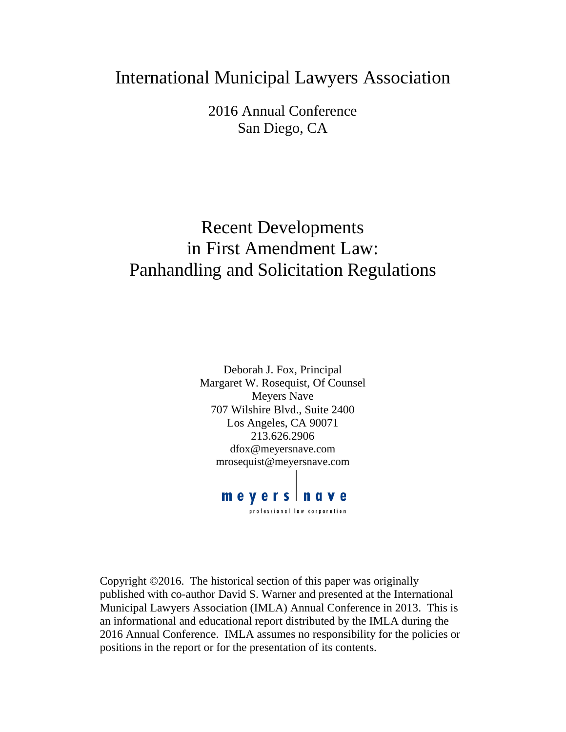# International Municipal Lawyers Association

2016 Annual Conference
San Diego, CA

# Recent Developments in First Amendment Law: Panhandling and Solicitation Regulations

Deborah J. Fox, Principal
Margaret W. Rosequist, Of Counsel
Meyers Nave
707 Wilshire Blvd., Suite 2400
Los Angeles, CA 90071
213.626.2906
dfox@meyersnave.com
mrosequist@meyersnave.com

meyers | nave
professional law corporation

Copyright ©2016. The historical section of this paper was originally published with co-author David S. Warner and presented at the International Municipal Lawyers Association (IMLA) Annual Conference in 2013. This is an informational and educational report distributed by the IMLA during the 2016 Annual Conference. IMLA assumes no responsibility for the policies or positions in the report or for the presentation of its contents.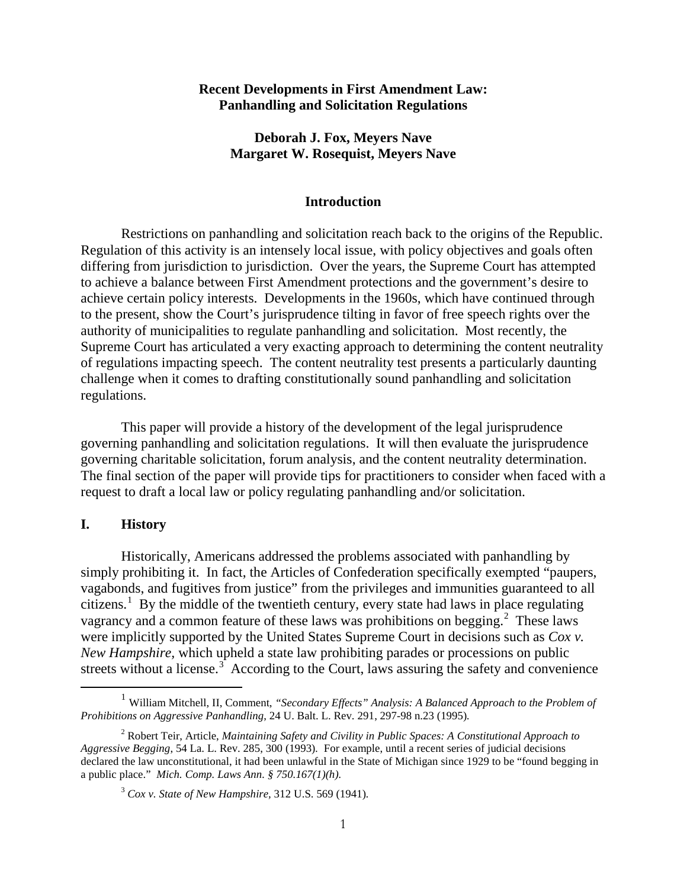**Recent Developments in First Amendment Law: Panhandling and Solicitation Regulations**

**Deborah J. Fox, Meyers Nave**
**Margaret W. Rosequist, Meyers Nave**

## Introduction

Restrictions on panhandling and solicitation reach back to the origins of the Republic. Regulation of this activity is an intensely local issue, with policy objectives and goals often differing from jurisdiction to jurisdiction. Over the years, the Supreme Court has attempted to achieve a balance between First Amendment protections and the government's desire to achieve certain policy interests. Developments in the 1960s, which have continued through to the present, show the Court's jurisprudence tilting in favor of free speech rights over the authority of municipalities to regulate panhandling and solicitation. Most recently, the Supreme Court has articulated a very exacting approach to determining the content neutrality of regulations impacting speech. The content neutrality test presents a particularly daunting challenge when it comes to drafting constitutionally sound panhandling and solicitation regulations.

This paper will provide a history of the development of the legal jurisprudence governing panhandling and solicitation regulations. It will then evaluate the jurisprudence governing charitable solicitation, forum analysis, and the content neutrality determination. The final section of the paper will provide tips for practitioners to consider when faced with a request to draft a local law or policy regulating panhandling and/or solicitation.

## I. History

Historically, Americans addressed the problems associated with panhandling by simply prohibiting it. In fact, the Articles of Confederation specifically exempted "paupers, vagabonds, and fugitives from justice" from the privileges and immunities guaranteed to all citizens.[1] By the middle of the twentieth century, every state had laws in place regulating vagrancy and a common feature of these laws was prohibitions on begging.[2] These laws were implicitly supported by the United States Supreme Court in decisions such as *Cox v. New Hampshire*, which upheld a state law prohibiting parades or processions on public streets without a license.[3] According to the Court, laws assuring the safety and convenience

---

[1] William Mitchell, II, Comment, *"Secondary Effects" Analysis: A Balanced Approach to the Problem of Prohibitions on Aggressive Panhandling*, 24 U. Balt. L. Rev. 291, 297-98 n.23 (1995).

[2] Robert Teir, Article, *Maintaining Safety and Civility in Public Spaces: A Constitutional Approach to Aggressive Begging*, 54 La. L. Rev. 285, 300 (1993). For example, until a recent series of judicial decisions declared the law unconstitutional, it had been unlawful in the State of Michigan since 1929 to be "found begging in a public place." *Mich. Comp. Laws Ann. § 750.167(1)(h).*

[3] *Cox v. State of New Hampshire*, 312 U.S. 569 (1941).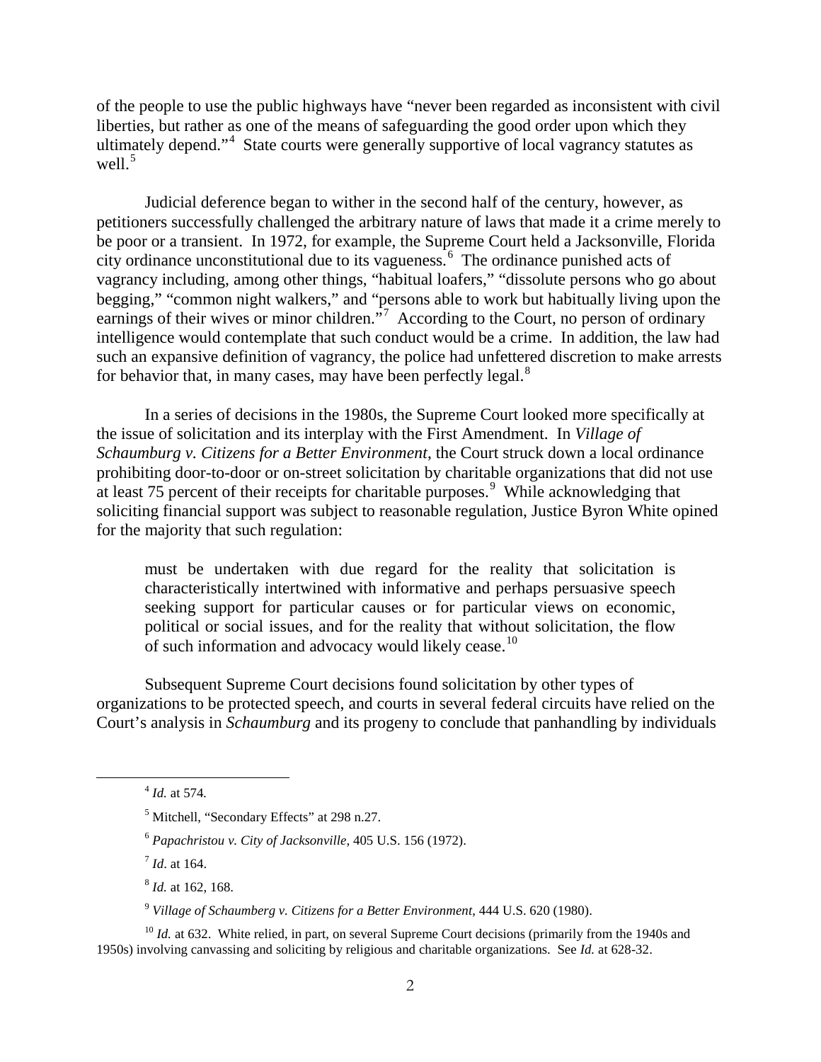of the people to use the public highways have "never been regarded as inconsistent with civil liberties, but rather as one of the means of safeguarding the good order upon which they ultimately depend."[4] State courts were generally supportive of local vagrancy statutes as well.[5]

Judicial deference began to wither in the second half of the century, however, as petitioners successfully challenged the arbitrary nature of laws that made it a crime merely to be poor or a transient. In 1972, for example, the Supreme Court held a Jacksonville, Florida city ordinance unconstitutional due to its vagueness.[6] The ordinance punished acts of vagrancy including, among other things, "habitual loafers," "dissolute persons who go about begging," "common night walkers," and "persons able to work but habitually living upon the earnings of their wives or minor children."[7] According to the Court, no person of ordinary intelligence would contemplate that such conduct would be a crime. In addition, the law had such an expansive definition of vagrancy, the police had unfettered discretion to make arrests for behavior that, in many cases, may have been perfectly legal.[8]

In a series of decisions in the 1980s, the Supreme Court looked more specifically at the issue of solicitation and its interplay with the First Amendment. In *Village of Schaumburg v. Citizens for a Better Environment*, the Court struck down a local ordinance prohibiting door-to-door or on-street solicitation by charitable organizations that did not use at least 75 percent of their receipts for charitable purposes.[9] While acknowledging that soliciting financial support was subject to reasonable regulation, Justice Byron White opined for the majority that such regulation:

> must be undertaken with due regard for the reality that solicitation is characteristically intertwined with informative and perhaps persuasive speech seeking support for particular causes or for particular views on economic, political or social issues, and for the reality that without solicitation, the flow of such information and advocacy would likely cease.[10]

Subsequent Supreme Court decisions found solicitation by other types of organizations to be protected speech, and courts in several federal circuits have relied on the Court's analysis in *Schaumburg* and its progeny to conclude that panhandling by individuals

---

[4] *Id.* at 574.

[5] Mitchell, "Secondary Effects" at 298 n.27.

[6] *Papachristou v. City of Jacksonville,* 405 U.S. 156 (1972).

[7] *Id*. at 164.

[8] *Id.* at 162, 168.

[9] *Village of Schaumberg v. Citizens for a Better Environment*, 444 U.S. 620 (1980).

[10] *Id.* at 632. White relied, in part, on several Supreme Court decisions (primarily from the 1940s and 1950s) involving canvassing and soliciting by religious and charitable organizations. See *Id.* at 628-32.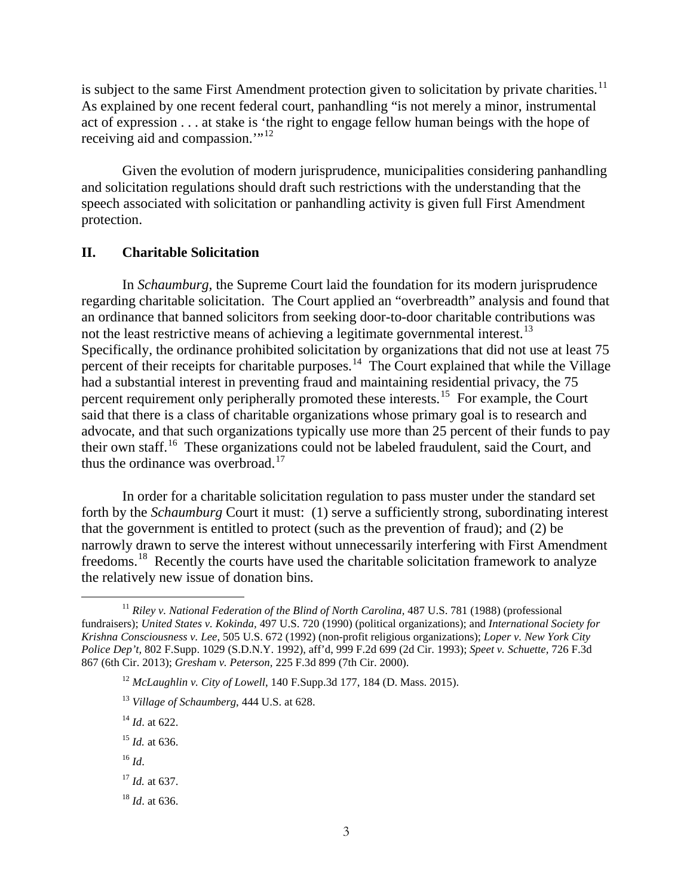is subject to the same First Amendment protection given to solicitation by private charities.[11] As explained by one recent federal court, panhandling "is not merely a minor, instrumental act of expression . . . at stake is 'the right to engage fellow human beings with the hope of receiving aid and compassion.'"[12]

Given the evolution of modern jurisprudence, municipalities considering panhandling and solicitation regulations should draft such restrictions with the understanding that the speech associated with solicitation or panhandling activity is given full First Amendment protection.

## II. Charitable Solicitation

In *Schaumburg,* the Supreme Court laid the foundation for its modern jurisprudence regarding charitable solicitation. The Court applied an "overbreadth" analysis and found that an ordinance that banned solicitors from seeking door-to-door charitable contributions was not the least restrictive means of achieving a legitimate governmental interest.[13] Specifically, the ordinance prohibited solicitation by organizations that did not use at least 75 percent of their receipts for charitable purposes.[14] The Court explained that while the Village had a substantial interest in preventing fraud and maintaining residential privacy, the 75 percent requirement only peripherally promoted these interests.[15] For example, the Court said that there is a class of charitable organizations whose primary goal is to research and advocate, and that such organizations typically use more than 25 percent of their funds to pay their own staff.[16] These organizations could not be labeled fraudulent, said the Court, and thus the ordinance was overbroad.[17]

In order for a charitable solicitation regulation to pass muster under the standard set forth by the *Schaumburg* Court it must: (1) serve a sufficiently strong, subordinating interest that the government is entitled to protect (such as the prevention of fraud); and (2) be narrowly drawn to serve the interest without unnecessarily interfering with First Amendment freedoms.[18] Recently the courts have used the charitable solicitation framework to analyze the relatively new issue of donation bins.

---

[11] *Riley v. National Federation of the Blind of North Carolina,* 487 U.S. 781 (1988) (professional fundraisers); *United States v. Kokinda,* 497 U.S. 720 (1990) (political organizations); and *International Society for Krishna Consciousness v. Lee,* 505 U.S. 672 (1992) (non-profit religious organizations); *Loper v. New York City Police Dep't,* 802 F.Supp. 1029 (S.D.N.Y. 1992), aff'd, 999 F.2d 699 (2d Cir. 1993); *Speet v. Schuette,* 726 F.3d 867 (6th Cir. 2013); *Gresham v. Peterson,* 225 F.3d 899 (7th Cir. 2000).

[12] *McLaughlin v. City of Lowell*, 140 F.Supp.3d 177, 184 (D. Mass. 2015).

[13] *Village of Schaumberg*, 444 U.S. at 628.

[14] *Id*. at 622.

[15] *Id.* at 636.

[16] *Id*.

[17] *Id.* at 637.

[18] *Id*. at 636.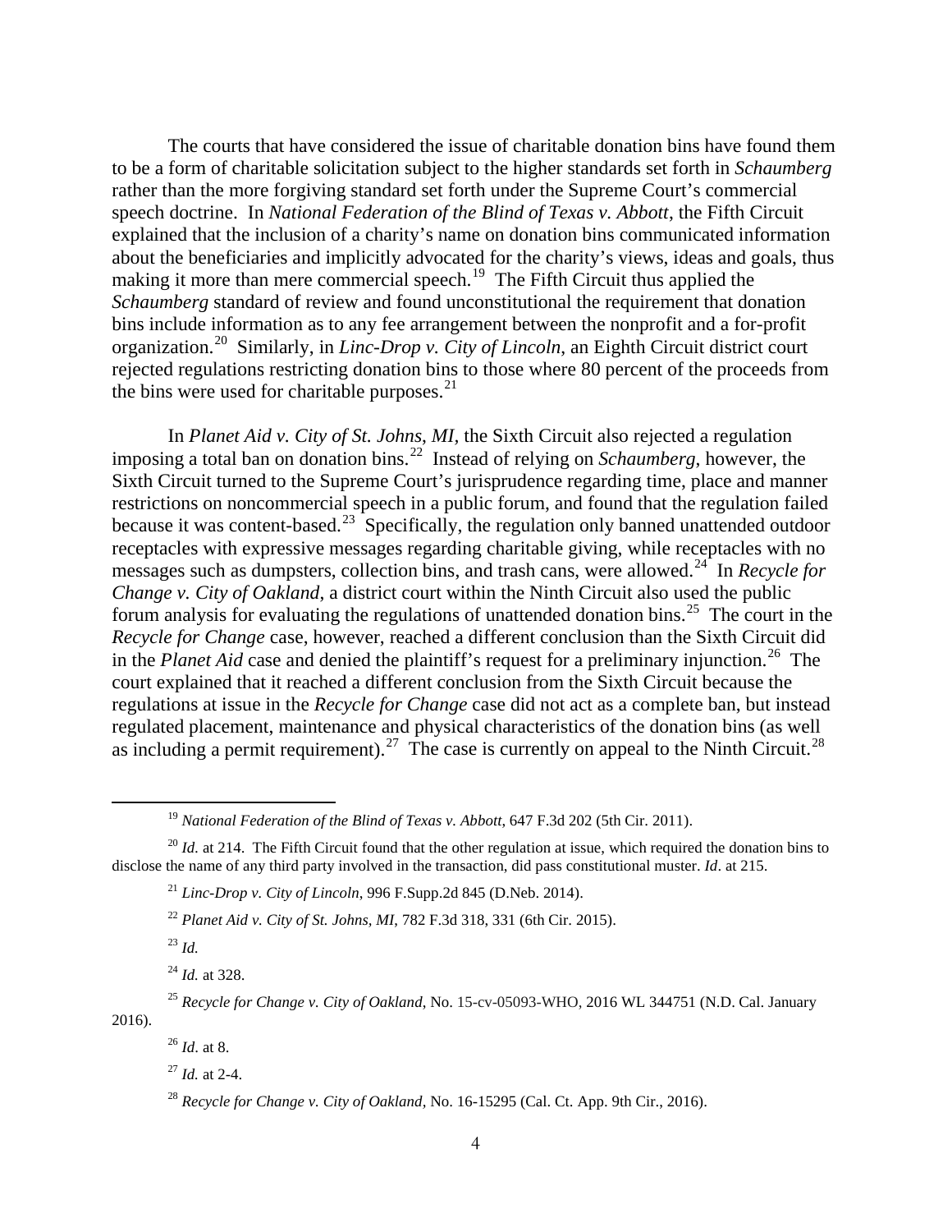The courts that have considered the issue of charitable donation bins have found them to be a form of charitable solicitation subject to the higher standards set forth in *Schaumberg* rather than the more forgiving standard set forth under the Supreme Court's commercial speech doctrine. In *National Federation of the Blind of Texas v. Abbott*, the Fifth Circuit explained that the inclusion of a charity's name on donation bins communicated information about the beneficiaries and implicitly advocated for the charity's views, ideas and goals, thus making it more than mere commercial speech.[19] The Fifth Circuit thus applied the *Schaumberg* standard of review and found unconstitutional the requirement that donation bins include information as to any fee arrangement between the nonprofit and a for-profit organization.[20] Similarly, in *Linc-Drop v. City of Lincoln*, an Eighth Circuit district court rejected regulations restricting donation bins to those where 80 percent of the proceeds from the bins were used for charitable purposes.[21]

In *Planet Aid v. City of St. Johns, MI*, the Sixth Circuit also rejected a regulation imposing a total ban on donation bins.[22] Instead of relying on *Schaumberg*, however, the Sixth Circuit turned to the Supreme Court's jurisprudence regarding time, place and manner restrictions on noncommercial speech in a public forum, and found that the regulation failed because it was content-based.[23] Specifically, the regulation only banned unattended outdoor receptacles with expressive messages regarding charitable giving, while receptacles with no messages such as dumpsters, collection bins, and trash cans, were allowed.[24] In *Recycle for Change v. City of Oakland*, a district court within the Ninth Circuit also used the public forum analysis for evaluating the regulations of unattended donation bins.[25] The court in the *Recycle for Change* case, however, reached a different conclusion than the Sixth Circuit did in the *Planet Aid* case and denied the plaintiff's request for a preliminary injunction.[26] The court explained that it reached a different conclusion from the Sixth Circuit because the regulations at issue in the *Recycle for Change* case did not act as a complete ban, but instead regulated placement, maintenance and physical characteristics of the donation bins (as well as including a permit requirement).[27] The case is currently on appeal to the Ninth Circuit.[28]

---

[19] *National Federation of the Blind of Texas v. Abbott*, 647 F.3d 202 (5th Cir. 2011).

[20] *Id.* at 214. The Fifth Circuit found that the other regulation at issue, which required the donation bins to disclose the name of any third party involved in the transaction, did pass constitutional muster. *Id*. at 215.

[21] *Linc-Drop v. City of Lincoln*, 996 F.Supp.2d 845 (D.Neb. 2014).

[22] *Planet Aid v. City of St. Johns, MI*, 782 F.3d 318, 331 (6th Cir. 2015).

[23] *Id.*

[24] *Id.* at 328.

[25] *Recycle for Change v. City of Oakland*, No. 15-cv-05093-WHO, 2016 WL 344751 (N.D. Cal. January 2016).

[26] *Id*. at 8.

[27] *Id.* at 2-4.

[28] *Recycle for Change v. City of Oakland*, No. 16-15295 (Cal. Ct. App. 9th Cir., 2016).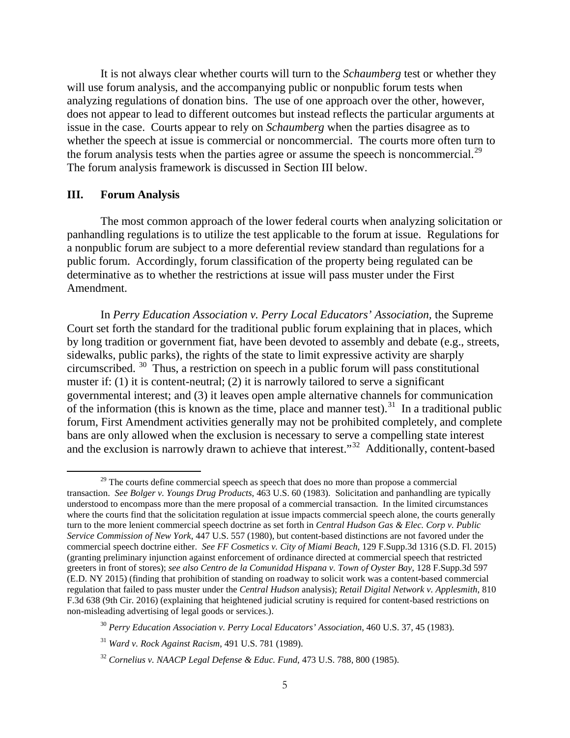It is not always clear whether courts will turn to the *Schaumberg* test or whether they will use forum analysis, and the accompanying public or nonpublic forum tests when analyzing regulations of donation bins. The use of one approach over the other, however, does not appear to lead to different outcomes but instead reflects the particular arguments at issue in the case. Courts appear to rely on *Schaumberg* when the parties disagree as to whether the speech at issue is commercial or noncommercial. The courts more often turn to the forum analysis tests when the parties agree or assume the speech is noncommercial.[29] The forum analysis framework is discussed in Section III below.

## III. Forum Analysis

The most common approach of the lower federal courts when analyzing solicitation or panhandling regulations is to utilize the test applicable to the forum at issue. Regulations for a nonpublic forum are subject to a more deferential review standard than regulations for a public forum. Accordingly, forum classification of the property being regulated can be determinative as to whether the restrictions at issue will pass muster under the First Amendment.

In *Perry Education Association v. Perry Local Educators' Association,* the Supreme Court set forth the standard for the traditional public forum explaining that in places, which by long tradition or government fiat, have been devoted to assembly and debate (e.g., streets, sidewalks, public parks), the rights of the state to limit expressive activity are sharply circumscribed.[30] Thus, a restriction on speech in a public forum will pass constitutional muster if: (1) it is content-neutral; (2) it is narrowly tailored to serve a significant governmental interest; and (3) it leaves open ample alternative channels for communication of the information (this is known as the time, place and manner test).[31] In a traditional public forum, First Amendment activities generally may not be prohibited completely, and complete bans are only allowed when the exclusion is necessary to serve a compelling state interest and the exclusion is narrowly drawn to achieve that interest."[32] Additionally, content-based

---

[29] The courts define commercial speech as speech that does no more than propose a commercial transaction. *See Bolger v. Youngs Drug Products*, 463 U.S. 60 (1983). Solicitation and panhandling are typically understood to encompass more than the mere proposal of a commercial transaction. In the limited circumstances where the courts find that the solicitation regulation at issue impacts commercial speech alone, the courts generally turn to the more lenient commercial speech doctrine as set forth in *Central Hudson Gas & Elec. Corp v. Public Service Commission of New York*, 447 U.S. 557 (1980), but content-based distinctions are not favored under the commercial speech doctrine either. *See FF Cosmetics v. City of Miami Beach*, 129 F.Supp.3d 1316 (S.D. Fl. 2015) (granting preliminary injunction against enforcement of ordinance directed at commercial speech that restricted greeters in front of stores); *see also Centro de la Comunidad Hispana v. Town of Oyster Bay*, 128 F.Supp.3d 597 (E.D. NY 2015) (finding that prohibition of standing on roadway to solicit work was a content-based commercial regulation that failed to pass muster under the *Central Hudson* analysis); *Retail Digital Network v. Applesmith*, 810 F.3d 638 (9th Cir. 2016) (explaining that heightened judicial scrutiny is required for content-based restrictions on non-misleading advertising of legal goods or services.).

[30] *Perry Education Association v. Perry Local Educators' Association*, 460 U.S. 37, 45 (1983).

[31] *Ward v. Rock Against Racism*, 491 U.S. 781 (1989).

[32] *Cornelius v. NAACP Legal Defense & Educ. Fund*, 473 U.S. 788, 800 (1985).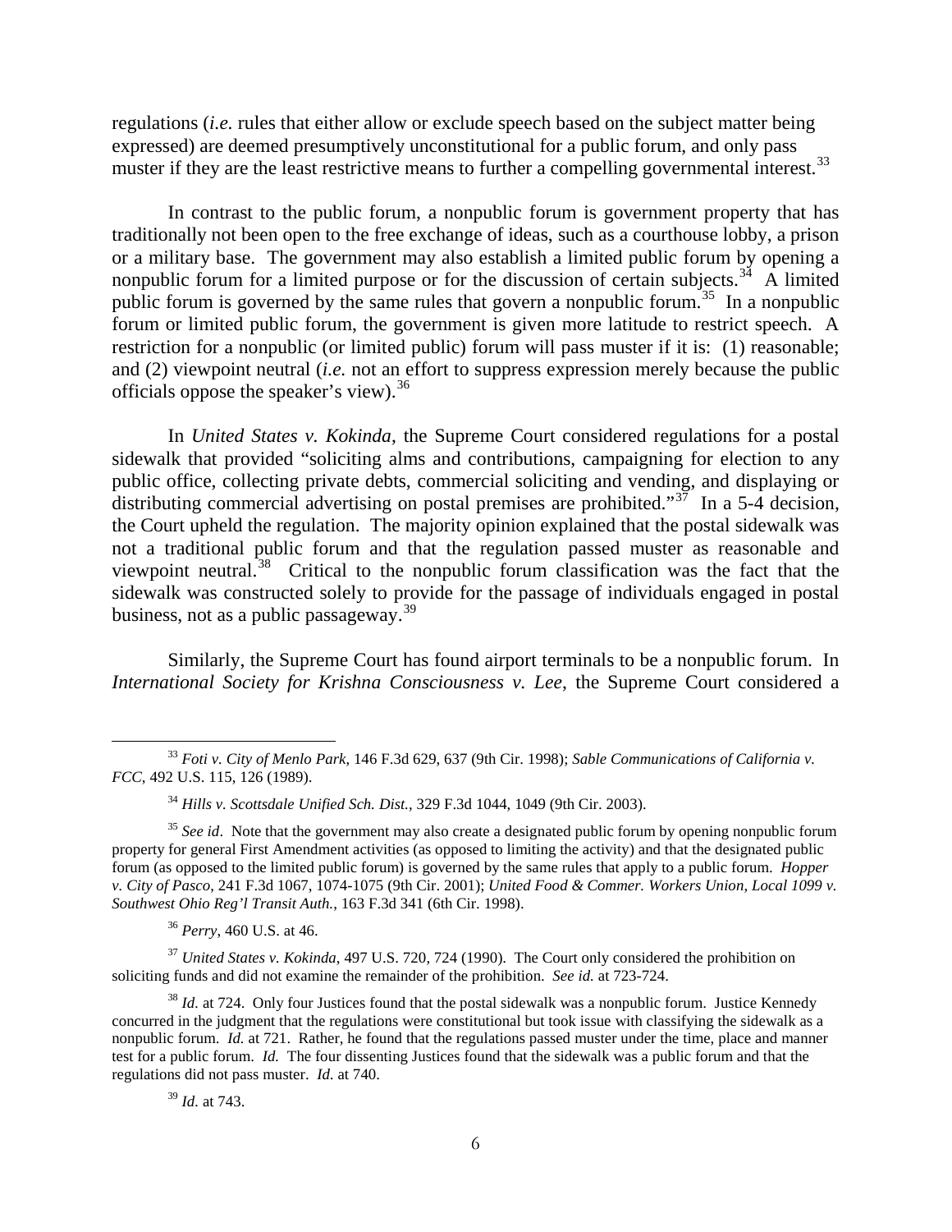regulations (*i.e.* rules that either allow or exclude speech based on the subject matter being expressed) are deemed presumptively unconstitutional for a public forum, and only pass muster if they are the least restrictive means to further a compelling governmental interest.[33]

In contrast to the public forum, a nonpublic forum is government property that has traditionally not been open to the free exchange of ideas, such as a courthouse lobby, a prison or a military base. The government may also establish a limited public forum by opening a nonpublic forum for a limited purpose or for the discussion of certain subjects.[34] A limited public forum is governed by the same rules that govern a nonpublic forum.[35] In a nonpublic forum or limited public forum, the government is given more latitude to restrict speech. A restriction for a nonpublic (or limited public) forum will pass muster if it is: (1) reasonable; and (2) viewpoint neutral (*i.e.* not an effort to suppress expression merely because the public officials oppose the speaker's view).[36]

In *United States v. Kokinda*, the Supreme Court considered regulations for a postal sidewalk that provided "soliciting alms and contributions, campaigning for election to any public office, collecting private debts, commercial soliciting and vending, and displaying or distributing commercial advertising on postal premises are prohibited."[37] In a 5-4 decision, the Court upheld the regulation. The majority opinion explained that the postal sidewalk was not a traditional public forum and that the regulation passed muster as reasonable and viewpoint neutral.[38] Critical to the nonpublic forum classification was the fact that the sidewalk was constructed solely to provide for the passage of individuals engaged in postal business, not as a public passageway.[39]

Similarly, the Supreme Court has found airport terminals to be a nonpublic forum. In *International Society for Krishna Consciousness v. Lee*, the Supreme Court considered a

---

[33] *Foti v. City of Menlo Park*, 146 F.3d 629, 637 (9th Cir. 1998); *Sable Communications of California v. FCC*, 492 U.S. 115, 126 (1989).

[34] *Hills v. Scottsdale Unified Sch. Dist.*, 329 F.3d 1044, 1049 (9th Cir. 2003).

[35] *See id*. Note that the government may also create a designated public forum by opening nonpublic forum property for general First Amendment activities (as opposed to limiting the activity) and that the designated public forum (as opposed to the limited public forum) is governed by the same rules that apply to a public forum. *Hopper v. City of Pasco*, 241 F.3d 1067, 1074-1075 (9th Cir. 2001); *United Food & Commer. Workers Union, Local 1099 v. Southwest Ohio Reg'l Transit Auth.*, 163 F.3d 341 (6th Cir. 1998).

[36] *Perry*, 460 U.S. at 46.

[37] *United States v. Kokinda*, 497 U.S. 720, 724 (1990). The Court only considered the prohibition on soliciting funds and did not examine the remainder of the prohibition. *See id.* at 723-724.

[38] *Id*. at 724. Only four Justices found that the postal sidewalk was a nonpublic forum. Justice Kennedy concurred in the judgment that the regulations were constitutional but took issue with classifying the sidewalk as a nonpublic forum. *Id.* at 721. Rather, he found that the regulations passed muster under the time, place and manner test for a public forum. *Id.* The four dissenting Justices found that the sidewalk was a public forum and that the regulations did not pass muster. *Id.* at 740.

[39] *Id*. at 743.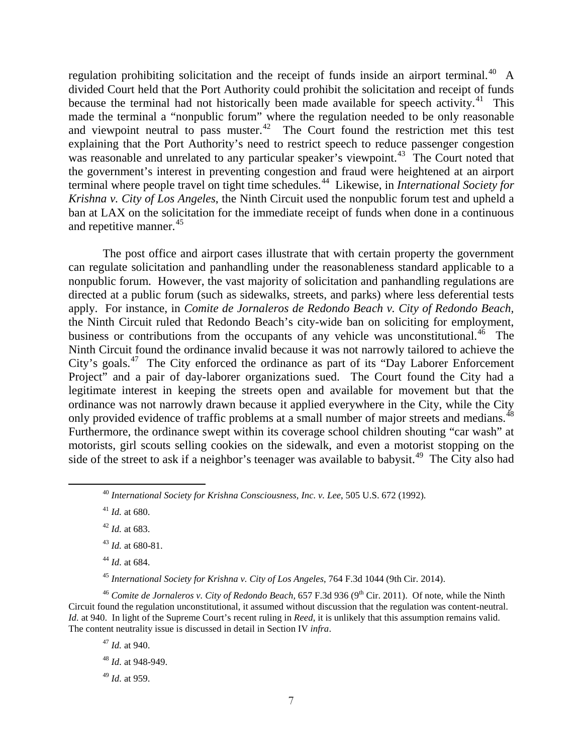regulation prohibiting solicitation and the receipt of funds inside an airport terminal.[40] A divided Court held that the Port Authority could prohibit the solicitation and receipt of funds because the terminal had not historically been made available for speech activity.[41] This made the terminal a "nonpublic forum" where the regulation needed to be only reasonable and viewpoint neutral to pass muster.[42] The Court found the restriction met this test explaining that the Port Authority's need to restrict speech to reduce passenger congestion was reasonable and unrelated to any particular speaker's viewpoint.[43] The Court noted that the government's interest in preventing congestion and fraud were heightened at an airport terminal where people travel on tight time schedules.[44] Likewise, in *International Society for Krishna v. City of Los Angeles*, the Ninth Circuit used the nonpublic forum test and upheld a ban at LAX on the solicitation for the immediate receipt of funds when done in a continuous and repetitive manner.[45]

The post office and airport cases illustrate that with certain property the government can regulate solicitation and panhandling under the reasonableness standard applicable to a nonpublic forum. However, the vast majority of solicitation and panhandling regulations are directed at a public forum (such as sidewalks, streets, and parks) where less deferential tests apply. For instance, in *Comite de Jornaleros de Redondo Beach v. City of Redondo Beach*, the Ninth Circuit ruled that Redondo Beach's city-wide ban on soliciting for employment, business or contributions from the occupants of any vehicle was unconstitutional.[46] The Ninth Circuit found the ordinance invalid because it was not narrowly tailored to achieve the City's goals.[47] The City enforced the ordinance as part of its "Day Laborer Enforcement Project" and a pair of day-laborer organizations sued. The Court found the City had a legitimate interest in keeping the streets open and available for movement but that the ordinance was not narrowly drawn because it applied everywhere in the City, while the City only provided evidence of traffic problems at a small number of major streets and medians.[48] Furthermore, the ordinance swept within its coverage school children shouting "car wash" at motorists, girl scouts selling cookies on the sidewalk, and even a motorist stopping on the side of the street to ask if a neighbor's teenager was available to babysit.[49] The City also had

---

[40] *International Society for Krishna Consciousness, Inc. v. Lee*, 505 U.S. 672 (1992).

[41] *Id.* at 680.

[42] *Id.* at 683.

[43] *Id.* at 680-81.

[44] *Id*. at 684.

[45] *International Society for Krishna v. City of Los Angeles*, 764 F.3d 1044 (9th Cir. 2014).

[46] *Comite de Jornaleros v. City of Redondo Beach*, 657 F.3d 936 (9th Cir. 2011). Of note, while the Ninth Circuit found the regulation unconstitutional, it assumed without discussion that the regulation was content-neutral. *Id.* at 940. In light of the Supreme Court's recent ruling in *Reed*, it is unlikely that this assumption remains valid. The content neutrality issue is discussed in detail in Section IV *infra*.

[47] *Id.* at 940.

[48] *Id.* at 948-949.

[49] *Id.* at 959.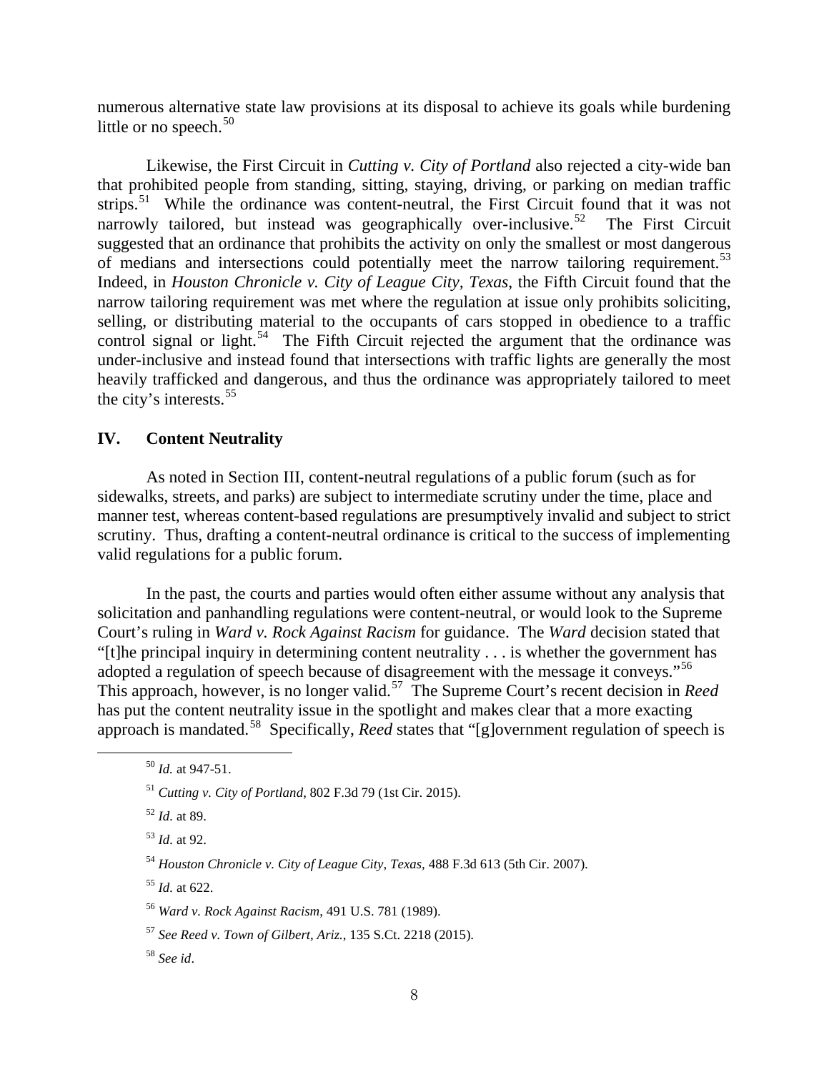numerous alternative state law provisions at its disposal to achieve its goals while burdening little or no speech.[50]

Likewise, the First Circuit in *Cutting v. City of Portland* also rejected a city-wide ban that prohibited people from standing, sitting, staying, driving, or parking on median traffic strips.[51] While the ordinance was content-neutral, the First Circuit found that it was not narrowly tailored, but instead was geographically over-inclusive.[52] The First Circuit suggested that an ordinance that prohibits the activity on only the smallest or most dangerous of medians and intersections could potentially meet the narrow tailoring requirement.[53] Indeed, in *Houston Chronicle v. City of League City, Texas*, the Fifth Circuit found that the narrow tailoring requirement was met where the regulation at issue only prohibits soliciting, selling, or distributing material to the occupants of cars stopped in obedience to a traffic control signal or light.[54] The Fifth Circuit rejected the argument that the ordinance was under-inclusive and instead found that intersections with traffic lights are generally the most heavily trafficked and dangerous, and thus the ordinance was appropriately tailored to meet the city's interests.[55]

## IV. Content Neutrality

As noted in Section III, content-neutral regulations of a public forum (such as for sidewalks, streets, and parks) are subject to intermediate scrutiny under the time, place and manner test, whereas content-based regulations are presumptively invalid and subject to strict scrutiny. Thus, drafting a content-neutral ordinance is critical to the success of implementing valid regulations for a public forum.

In the past, the courts and parties would often either assume without any analysis that solicitation and panhandling regulations were content-neutral, or would look to the Supreme Court's ruling in *Ward v. Rock Against Racism* for guidance. The *Ward* decision stated that "[t]he principal inquiry in determining content neutrality . . . is whether the government has adopted a regulation of speech because of disagreement with the message it conveys."[56] This approach, however, is no longer valid.[57] The Supreme Court's recent decision in *Reed* has put the content neutrality issue in the spotlight and makes clear that a more exacting approach is mandated.[58] Specifically, *Reed* states that "[g]overnment regulation of speech is

---

[50] *Id.* at 947-51.

[51] *Cutting v. City of Portland*, 802 F.3d 79 (1st Cir. 2015).

[52] *Id.* at 89.

[53] *Id.* at 92.

[54] *Houston Chronicle v. City of League City, Texas*, 488 F.3d 613 (5th Cir. 2007).

[55] *Id.* at 622.

[56] *Ward v. Rock Against Racism*, 491 U.S. 781 (1989).

[57] *See Reed v. Town of Gilbert, Ariz.*, 135 S.Ct. 2218 (2015).

[58] *See id*.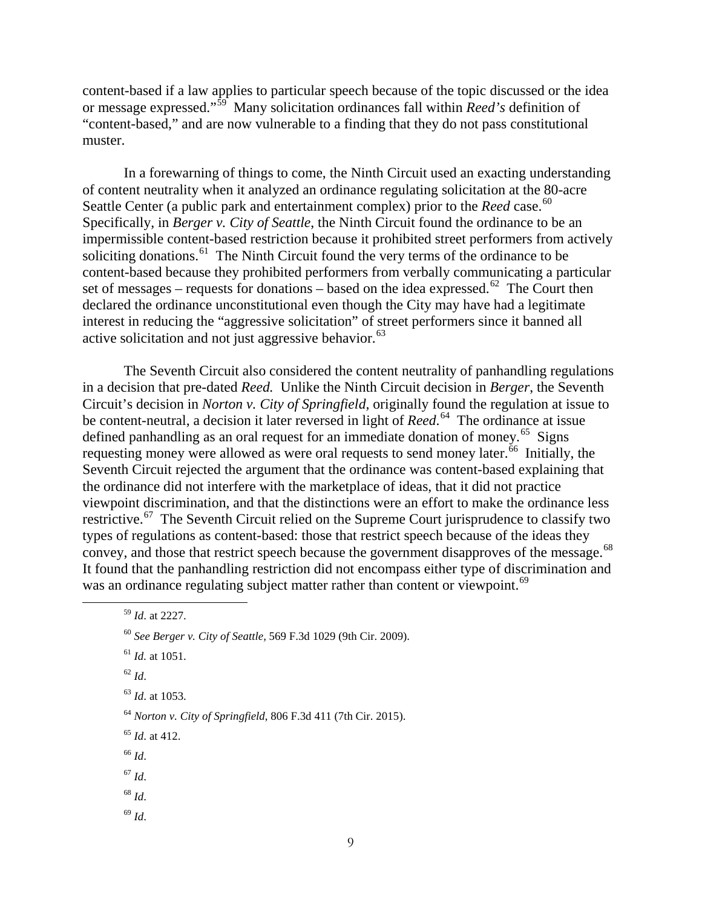content-based if a law applies to particular speech because of the topic discussed or the idea or message expressed."[59] Many solicitation ordinances fall within *Reed's* definition of "content-based," and are now vulnerable to a finding that they do not pass constitutional muster.

In a forewarning of things to come, the Ninth Circuit used an exacting understanding of content neutrality when it analyzed an ordinance regulating solicitation at the 80-acre Seattle Center (a public park and entertainment complex) prior to the *Reed* case.[60] Specifically, in *Berger v. City of Seattle*, the Ninth Circuit found the ordinance to be an impermissible content-based restriction because it prohibited street performers from actively soliciting donations.[61] The Ninth Circuit found the very terms of the ordinance to be content-based because they prohibited performers from verbally communicating a particular set of messages – requests for donations – based on the idea expressed.[62] The Court then declared the ordinance unconstitutional even though the City may have had a legitimate interest in reducing the "aggressive solicitation" of street performers since it banned all active solicitation and not just aggressive behavior.[63]

The Seventh Circuit also considered the content neutrality of panhandling regulations in a decision that pre-dated *Reed.* Unlike the Ninth Circuit decision in *Berger*, the Seventh Circuit's decision in *Norton v. City of Springfield*, originally found the regulation at issue to be content-neutral, a decision it later reversed in light of *Reed*.[64] The ordinance at issue defined panhandling as an oral request for an immediate donation of money.[65] Signs requesting money were allowed as were oral requests to send money later.[66] Initially, the Seventh Circuit rejected the argument that the ordinance was content-based explaining that the ordinance did not interfere with the marketplace of ideas, that it did not practice viewpoint discrimination, and that the distinctions were an effort to make the ordinance less restrictive.[67] The Seventh Circuit relied on the Supreme Court jurisprudence to classify two types of regulations as content-based: those that restrict speech because of the ideas they convey, and those that restrict speech because the government disapproves of the message.[68] It found that the panhandling restriction did not encompass either type of discrimination and was an ordinance regulating subject matter rather than content or viewpoint.[69]

---

[59] *Id*. at 2227.

[60] *See Berger v. City of Seattle*, 569 F.3d 1029 (9th Cir. 2009).

[61] *Id.* at 1051.

[62] *Id*.

[63] *Id*. at 1053.

[64] *Norton v. City of Springfield*, 806 F.3d 411 (7th Cir. 2015).

[65] *Id*. at 412.

[66] *Id*.

[67] *Id*.

[68] *Id*.

[69] *Id*.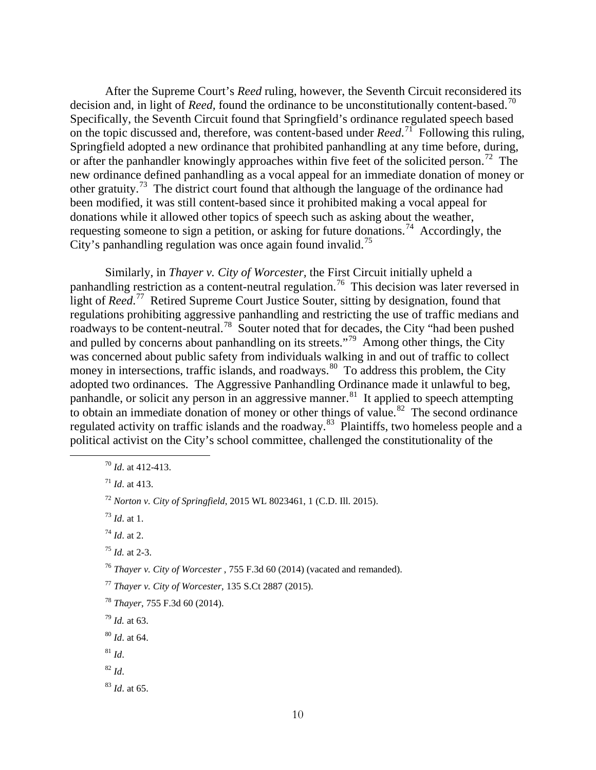After the Supreme Court's *Reed* ruling, however, the Seventh Circuit reconsidered its decision and, in light of *Reed*, found the ordinance to be unconstitutionally content-based.[70] Specifically, the Seventh Circuit found that Springfield's ordinance regulated speech based on the topic discussed and, therefore, was content-based under *Reed*.[71] Following this ruling, Springfield adopted a new ordinance that prohibited panhandling at any time before, during, or after the panhandler knowingly approaches within five feet of the solicited person.[72] The new ordinance defined panhandling as a vocal appeal for an immediate donation of money or other gratuity.[73] The district court found that although the language of the ordinance had been modified, it was still content-based since it prohibited making a vocal appeal for donations while it allowed other topics of speech such as asking about the weather, requesting someone to sign a petition, or asking for future donations.[74] Accordingly, the City's panhandling regulation was once again found invalid.[75]

Similarly, in *Thayer v. City of Worcester,* the First Circuit initially upheld a panhandling restriction as a content-neutral regulation.[76] This decision was later reversed in light of *Reed*.[77] Retired Supreme Court Justice Souter, sitting by designation, found that regulations prohibiting aggressive panhandling and restricting the use of traffic medians and roadways to be content-neutral.[78] Souter noted that for decades, the City "had been pushed and pulled by concerns about panhandling on its streets."[79] Among other things, the City was concerned about public safety from individuals walking in and out of traffic to collect money in intersections, traffic islands, and roadways.[80] To address this problem, the City adopted two ordinances. The Aggressive Panhandling Ordinance made it unlawful to beg, panhandle, or solicit any person in an aggressive manner.[81] It applied to speech attempting to obtain an immediate donation of money or other things of value.[82] The second ordinance regulated activity on traffic islands and the roadway.[83] Plaintiffs, two homeless people and a political activist on the City's school committee, challenged the constitutionality of the

---

[70] *Id*. at 412-413.

[71] *Id*. at 413.

[72] *Norton v. City of Springfield*, 2015 WL 8023461, 1 (C.D. Ill. 2015).

[73] *Id*. at 1.

[74] *Id*. at 2.

[75] *Id.* at 2-3.

[76] *Thayer v. City of Worcester* , 755 F.3d 60 (2014) (vacated and remanded).

[77] *Thayer v. City of Worcester*, 135 S.Ct 2887 (2015).

[78] *Thayer*, 755 F.3d 60 (2014).

[79] *Id.* at 63.

[80] *Id*. at 64.

[81] *Id*.

[82] *Id*.

[83] *Id*. at 65.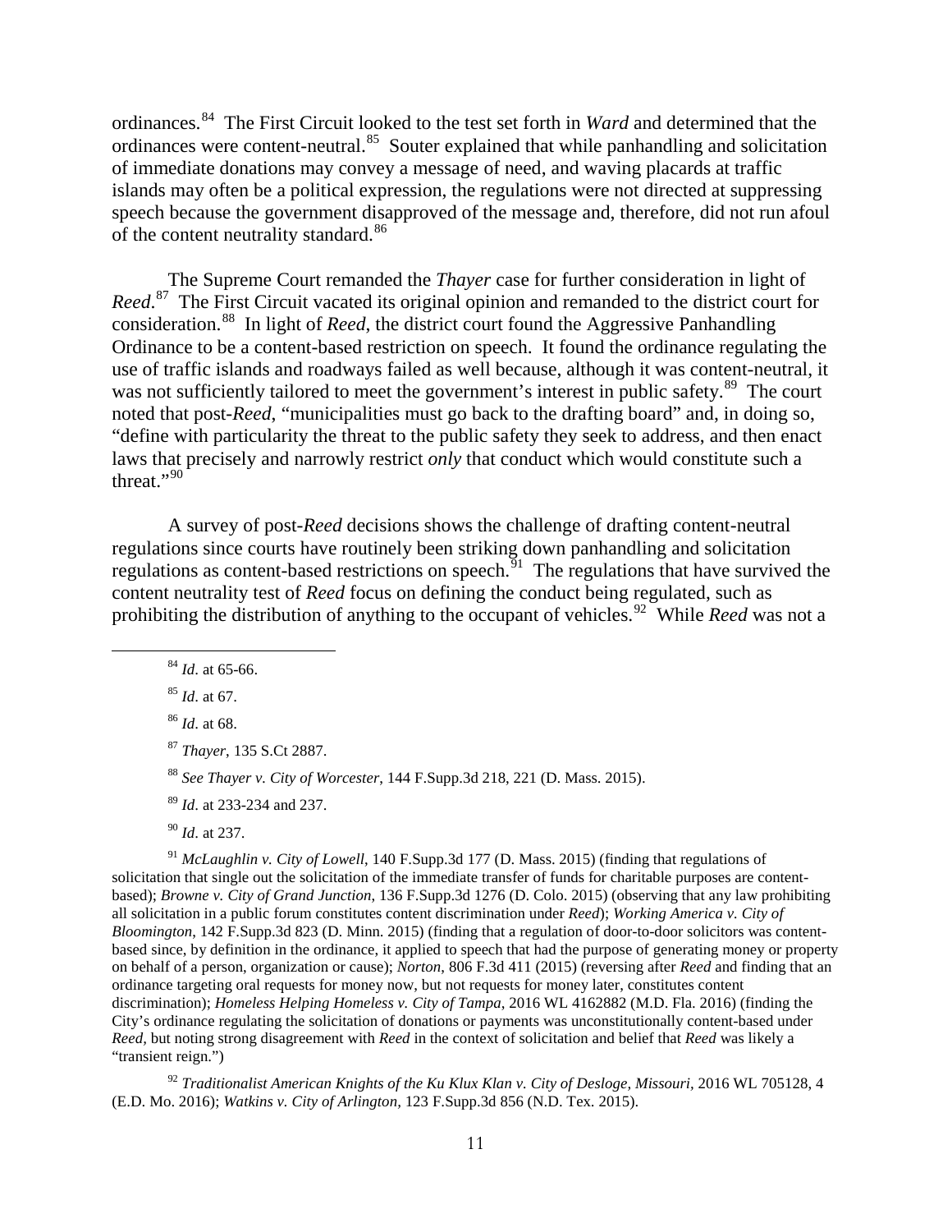ordinances.[84] The First Circuit looked to the test set forth in *Ward* and determined that the ordinances were content-neutral.[85] Souter explained that while panhandling and solicitation of immediate donations may convey a message of need, and waving placards at traffic islands may often be a political expression, the regulations were not directed at suppressing speech because the government disapproved of the message and, therefore, did not run afoul of the content neutrality standard.[86]

The Supreme Court remanded the *Thayer* case for further consideration in light of *Reed*.[87] The First Circuit vacated its original opinion and remanded to the district court for consideration.[88] In light of *Reed*, the district court found the Aggressive Panhandling Ordinance to be a content-based restriction on speech. It found the ordinance regulating the use of traffic islands and roadways failed as well because, although it was content-neutral, it was not sufficiently tailored to meet the government's interest in public safety.[89] The court noted that post-*Reed*, "municipalities must go back to the drafting board" and, in doing so, "define with particularity the threat to the public safety they seek to address, and then enact laws that precisely and narrowly restrict *only* that conduct which would constitute such a threat."[90]

A survey of post-*Reed* decisions shows the challenge of drafting content-neutral regulations since courts have routinely been striking down panhandling and solicitation regulations as content-based restrictions on speech.[91] The regulations that have survived the content neutrality test of *Reed* focus on defining the conduct being regulated, such as prohibiting the distribution of anything to the occupant of vehicles.[92] While *Reed* was not a

---

[84] *Id*. at 65-66.

[85] *Id*. at 67.

[86] *Id*. at 68.

[87] *Thayer*, 135 S.Ct 2887.

[88] *See Thayer v. City of Worcester*, 144 F.Supp.3d 218, 221 (D. Mass. 2015).

[89] *Id*. at 233-234 and 237.

[90] *Id*. at 237.

[91] *McLaughlin v. City of Lowell*, 140 F.Supp.3d 177 (D. Mass. 2015) (finding that regulations of solicitation that single out the solicitation of the immediate transfer of funds for charitable purposes are content-based); *Browne v. City of Grand Junction*, 136 F.Supp.3d 1276 (D. Colo. 2015) (observing that any law prohibiting all solicitation in a public forum constitutes content discrimination under *Reed*); *Working America v. City of Bloomington*, 142 F.Supp.3d 823 (D. Minn. 2015) (finding that a regulation of door-to-door solicitors was content-based since, by definition in the ordinance, it applied to speech that had the purpose of generating money or property on behalf of a person, organization or cause); *Norton*, 806 F.3d 411 (2015) (reversing after *Reed* and finding that an ordinance targeting oral requests for money now, but not requests for money later, constitutes content discrimination); *Homeless Helping Homeless v. City of Tampa*, 2016 WL 4162882 (M.D. Fla. 2016) (finding the City's ordinance regulating the solicitation of donations or payments was unconstitutionally content-based under *Reed*, but noting strong disagreement with *Reed* in the context of solicitation and belief that *Reed* was likely a "transient reign.")

[92] *Traditionalist American Knights of the Ku Klux Klan v. City of Desloge, Missouri*, 2016 WL 705128, 4 (E.D. Mo. 2016); *Watkins v. City of Arlington*, 123 F.Supp.3d 856 (N.D. Tex. 2015).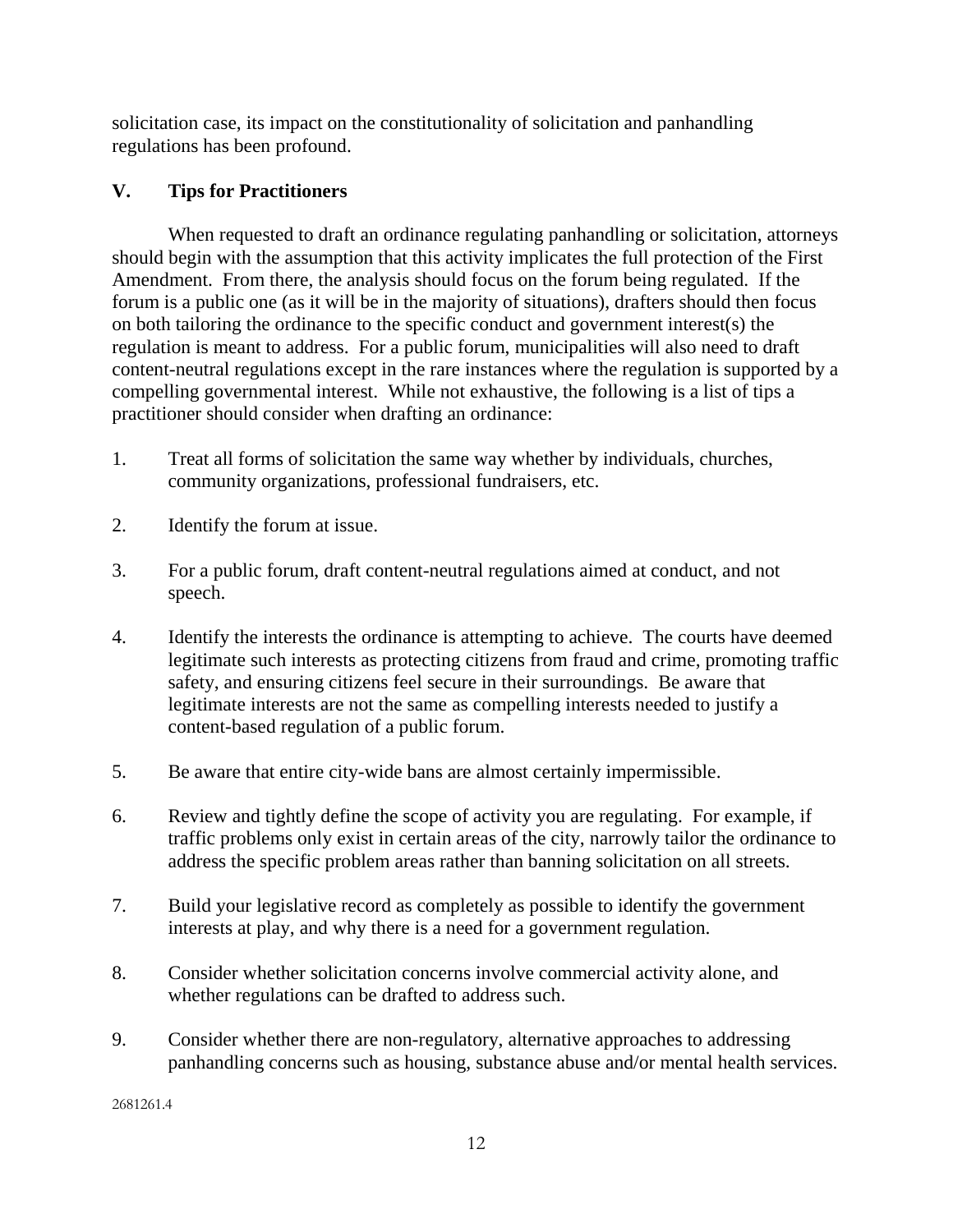solicitation case, its impact on the constitutionality of solicitation and panhandling regulations has been profound.

## V. Tips for Practitioners

When requested to draft an ordinance regulating panhandling or solicitation, attorneys should begin with the assumption that this activity implicates the full protection of the First Amendment. From there, the analysis should focus on the forum being regulated. If the forum is a public one (as it will be in the majority of situations), drafters should then focus on both tailoring the ordinance to the specific conduct and government interest(s) the regulation is meant to address. For a public forum, municipalities will also need to draft content-neutral regulations except in the rare instances where the regulation is supported by a compelling governmental interest. While not exhaustive, the following is a list of tips a practitioner should consider when drafting an ordinance:

1. Treat all forms of solicitation the same way whether by individuals, churches, community organizations, professional fundraisers, etc.

2. Identify the forum at issue.

3. For a public forum, draft content-neutral regulations aimed at conduct, and not speech.

4. Identify the interests the ordinance is attempting to achieve. The courts have deemed legitimate such interests as protecting citizens from fraud and crime, promoting traffic safety, and ensuring citizens feel secure in their surroundings. Be aware that legitimate interests are not the same as compelling interests needed to justify a content-based regulation of a public forum.

5. Be aware that entire city-wide bans are almost certainly impermissible.

6. Review and tightly define the scope of activity you are regulating. For example, if traffic problems only exist in certain areas of the city, narrowly tailor the ordinance to address the specific problem areas rather than banning solicitation on all streets.

7. Build your legislative record as completely as possible to identify the government interests at play, and why there is a need for a government regulation.

8. Consider whether solicitation concerns involve commercial activity alone, and whether regulations can be drafted to address such.

9. Consider whether there are non-regulatory, alternative approaches to addressing panhandling concerns such as housing, substance abuse and/or mental health services.

2681261.4